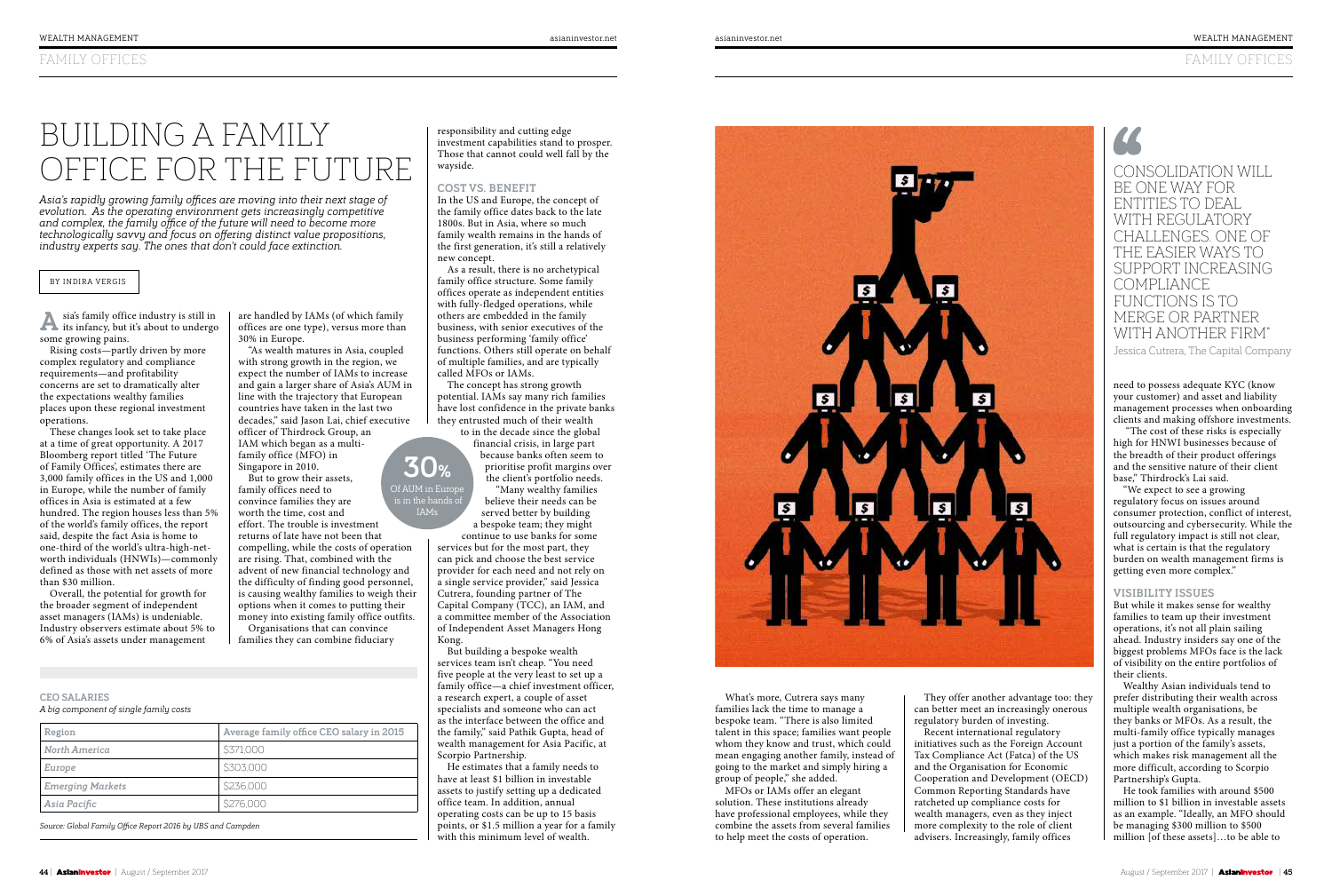# BUILDING A FAMILY OFFICE FOR THE FUTURE

*Asia's rapidly growing family offices are moving into their next stage of evolution. As the operating environment gets increasingly competitive and complex, the family office of the future will need to become more technologically savvy and focus on offering distinct value propositions, industry experts say. The ones that don't could face extinction.*

BY INDIRA VERGIS

Asia's family office industry is still in its infancy, but it's about to undergo some growing pains.

Rising costs—partly driven by more complex regulatory and compliance requirements—and profitability concerns are set to dramatically alter the expectations wealthy families places upon these regional investment operations.

These changes look set to take place at a time of great opportunity. A 2017 Bloomberg report titled 'The Future of Family Offices', estimates there are 3,000 family offices in the US and 1,000 in Europe, while the number of family offices in Asia is estimated at a few hundred. The region houses less than 5% of the world's family offices, the report said, despite the fact Asia is home to one-third of the world's ultra-high-net-worth individuals (HNWIs)—commonly defined as those with net assets of more than $30 million.

Overall, the potential for growth for the broader segment of independent asset managers (IAMs) is undeniable. Industry observers estimate about 5% to 6% of Asia's assets under management are handled by IAMs (of which family offices are one type), versus more than 30% in Europe.

"As wealth matures in Asia, coupled with strong growth in the region, we expect the number of IAMs to increase and gain a larger share of Asia's AUM in line with the trajectory that European countries have taken in the last two decades," said Jason Lai, chief executive officer of Thirdrock Group, an IAM which began as a multi-family office (MFO) in Singapore in 2010.

But to grow their assets, family offices need to convince families they are worth the time, cost and effort. The trouble is investment returns of late have not been that compelling, while the costs of operation are rising. That, combined with the advent of new financial technology and the difficulty of finding good personnel, is causing wealthy families to weigh their options when it comes to putting their money into existing family office outfits.

Organisations that can convince families they can combine fiduciary responsibility and cutting edge investment capabilities stand to prosper. Those that cannot could well fall by the wayside.

**30%**
Of AUM in Europe is in the hands of IAMs

### CEO SALARIES

*A big component of single family costs*

| Region | Average family office CEO salary in 2015 |
| --- | --- |
| North America | $371,000 |
| Europe | $303,000 |
| Emerging Markets | $236,000 |
| Asia Pacific | $276,000 |

*Source: Global Family Office Report 2016 by UBS and Campden*

### COST VS. BENEFIT

In the US and Europe, the concept of the family office dates back to the late 1800s. But in Asia, where so much family wealth remains in the hands of the first generation, it's still a relatively new concept.

As a result, there is no archetypical family office structure. Some family offices operate as independent entities with fully-fledged operations, while others are embedded in the family business, with senior executives of the business performing 'family office' functions. Others still operate on behalf of multiple families, and are typically called MFOs or IAMs.

The concept has strong growth potential. IAMs say many rich families have lost confidence in the private banks they entrusted much of their wealth to in the decade since the global financial crisis, in large part because banks often seem to prioritise profit margins over the client's portfolio needs.

"Many wealthy families believe their needs can be served better by building a bespoke team; they might continue to use banks for some services but for the most part, they can pick and choose the best service provider for each need and not rely on a single service provider," said Jessica Cutrera, founding partner of The Capital Company (TCC), an IAM, and a committee member of the Association of Independent Asset Managers Hong Kong.

But building a bespoke wealth services team isn't cheap. "You need five people at the very least to set up a family office—a chief investment officer, a research expert, a couple of asset specialists and someone who can act as the interface between the office and the family," said Pathik Gupta, head of wealth management for Asia Pacific, at Scorpio Partnership.

He estimates that a family needs to have at least $1 billion in investable assets to justify setting up a dedicated office team. In addition, annual operating costs can be up to 15 basis points, or $1.5 million a year for a family with this minimum level of wealth.

What's more, Cutrera says many families lack the time to manage a bespoke team. "There is also limited talent in this space; families want people whom they know and trust, which could mean engaging another family, instead of going to the market and simply hiring a group of people," she added.

MFOs or IAMs offer an elegant solution. These institutions already have professional employees, while they combine the assets from several families to help meet the costs of operation.

They offer another advantage too: they can better meet an increasingly onerous regulatory burden of investing.

Recent international regulatory initiatives such as the Foreign Account Tax Compliance Act (Fatca) of the US and the Organisation for Economic Cooperation and Development (OECD) Common Reporting Standards have ratcheted up compliance costs for wealth managers, even as they inject more complexity to the role of client advisers. Increasingly, family offices need to possess adequate KYC (know your customer) and asset and liability management processes when onboarding clients and making offshore investments.

> "CONSOLIDATION WILL BE ONE WAY FOR ENTITIES TO DEAL WITH REGULATORY CHALLENGES. ONE OF THE EASIER WAYS TO SUPPORT INCREASING COMPLIANCE FUNCTIONS IS TO MERGE OR PARTNER WITH ANOTHER FIRM"
>
> Jessica Cutrera, The Capital Company

"The cost of these risks is especially high for HNWI businesses because of the breadth of their product offerings and the sensitive nature of their client base," Thirdrock's Lai said.

"We expect to see a growing regulatory focus on issues around consumer protection, conflict of interest, outsourcing and cybersecurity. While the full regulatory impact is still not clear, what is certain is that the regulatory burden on wealth management firms is getting even more complex."

### VISIBILITY ISSUES

But while it makes sense for wealthy families to team up their investment operations, it's not all plain sailing ahead. Industry insiders say one of the biggest problems MFOs face is the lack of visibility on the entire portfolios of their clients.

Wealthy Asian individuals tend to prefer distributing their wealth across multiple wealth organisations, be they banks or MFOs. As a result, the multi-family office typically manages just a portion of the family's assets, which makes risk management all the more difficult, according to Scorpio Partnership's Gupta.

He took families with around $500 million to $1 billion in investable assets as an example. "Ideally, an MFO should be managing $300 million to $500 million [of these assets]…to be able to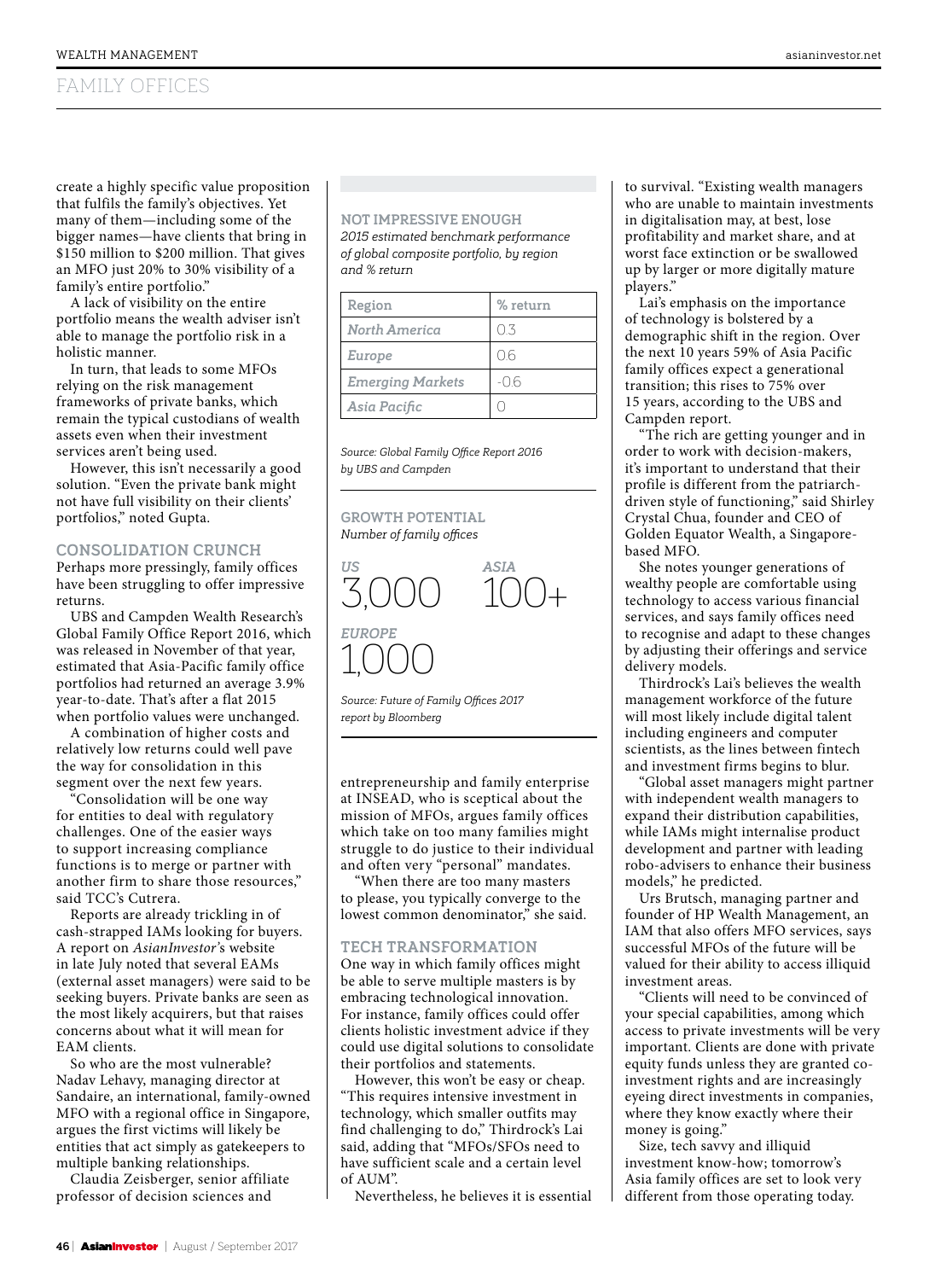create a highly specific value proposition that fulfils the family's objectives. Yet many of them—including some of the bigger names—have clients that bring in \$150 million to \$200 million. That gives an MFO just 20% to 30% visibility of a family's entire portfolio."

A lack of visibility on the entire portfolio means the wealth adviser isn't able to manage the portfolio risk in a holistic manner.

In turn, that leads to some MFOs relying on the risk management frameworks of private banks, which remain the typical custodians of wealth assets even when their investment services aren't being used.

However, this isn't necessarily a good solution. "Even the private bank might not have full visibility on their clients' portfolios," noted Gupta.

### CONSOLIDATION CRUNCH

Perhaps more pressingly, family offices have been struggling to offer impressive returns.

UBS and Campden Wealth Research's Global Family Office Report 2016, which was released in November of that year, estimated that Asia-Pacific family office portfolios had returned an average 3.9% year-to-date. That's after a flat 2015 when portfolio values were unchanged.

A combination of higher costs and relatively low returns could well pave the way for consolidation in this segment over the next few years.

"Consolidation will be one way for entities to deal with regulatory challenges. One of the easier ways to support increasing compliance functions is to merge or partner with another firm to share those resources," said TCC's Cutrera.

Reports are already trickling in of cash-strapped IAMs looking for buyers. A report on *AsianInvestor's* website in late July noted that several EAMs (external asset managers) were said to be seeking buyers. Private banks are seen as the most likely acquirers, but that raises concerns about what it will mean for EAM clients.

So who are the most vulnerable? Nadav Lehavy, managing director at Sandaire, an international, family-owned MFO with a regional office in Singapore, argues the first victims will likely be entities that act simply as gatekeepers to multiple banking relationships.

Claudia Zeisberger, senior affiliate professor of decision sciences and entrepreneurship and family enterprise at INSEAD, who is sceptical about the mission of MFOs, argues family offices which take on too many families might struggle to do justice to their individual and often very "personal" mandates.

"When there are too many masters to please, you typically converge to the lowest common denominator," she said.

**NOT IMPRESSIVE ENOUGH**

*2015 estimated benchmark performance of global composite portfolio, by region and % return*

| Region | % return |
|---|---|
| *North America* | 0.3 |
| *Europe* | 0.6 |
| *Emerging Markets* | -0.6 |
| *Asia Pacific* | 0 |

*Source: Global Family Office Report 2016 by UBS and Campden*

**GROWTH POTENTIAL**

*Number of family offices*

*US*
3,000

*ASIA*
100+

*EUROPE*
1,000

*Source: Future of Family Offices 2017 report by Bloomberg*

### TECH TRANSFORMATION

One way in which family offices might be able to serve multiple masters is by embracing technological innovation. For instance, family offices could offer clients holistic investment advice if they could use digital solutions to consolidate their portfolios and statements.

However, this won't be easy or cheap. "This requires intensive investment in technology, which smaller outfits may find challenging to do," Thirdrock's Lai said, adding that "MFOs/SFOs need to have sufficient scale and a certain level of AUM".

Nevertheless, he believes it is essential to survival. "Existing wealth managers who are unable to maintain investments in digitalisation may, at best, lose profitability and market share, and at worst face extinction or be swallowed up by larger or more digitally mature players."

Lai's emphasis on the importance of technology is bolstered by a demographic shift in the region. Over the next 10 years 59% of Asia Pacific family offices expect a generational transition; this rises to 75% over 15 years, according to the UBS and Campden report.

"The rich are getting younger and in order to work with decision-makers, it's important to understand that their profile is different from the patriarch-driven style of functioning," said Shirley Crystal Chua, founder and CEO of Golden Equator Wealth, a Singapore-based MFO.

She notes younger generations of wealthy people are comfortable using technology to access various financial services, and says family offices need to recognise and adapt to these changes by adjusting their offerings and service delivery models.

Thirdrock's Lai's believes the wealth management workforce of the future will most likely include digital talent including engineers and computer scientists, as the lines between fintech and investment firms begins to blur.

"Global asset managers might partner with independent wealth managers to expand their distribution capabilities, while IAMs might internalise product development and partner with leading robo-advisers to enhance their business models," he predicted.

Urs Brutsch, managing partner and founder of HP Wealth Management, an IAM that also offers MFO services, says successful MFOs of the future will be valued for their ability to access illiquid investment areas.

"Clients will need to be convinced of your special capabilities, among which access to private investments will be very important. Clients are done with private equity funds unless they are granted co-investment rights and are increasingly eyeing direct investments in companies, where they know exactly where their money is going."

Size, tech savvy and illiquid investment know-how; tomorrow's Asia family offices are set to look very different from those operating today.